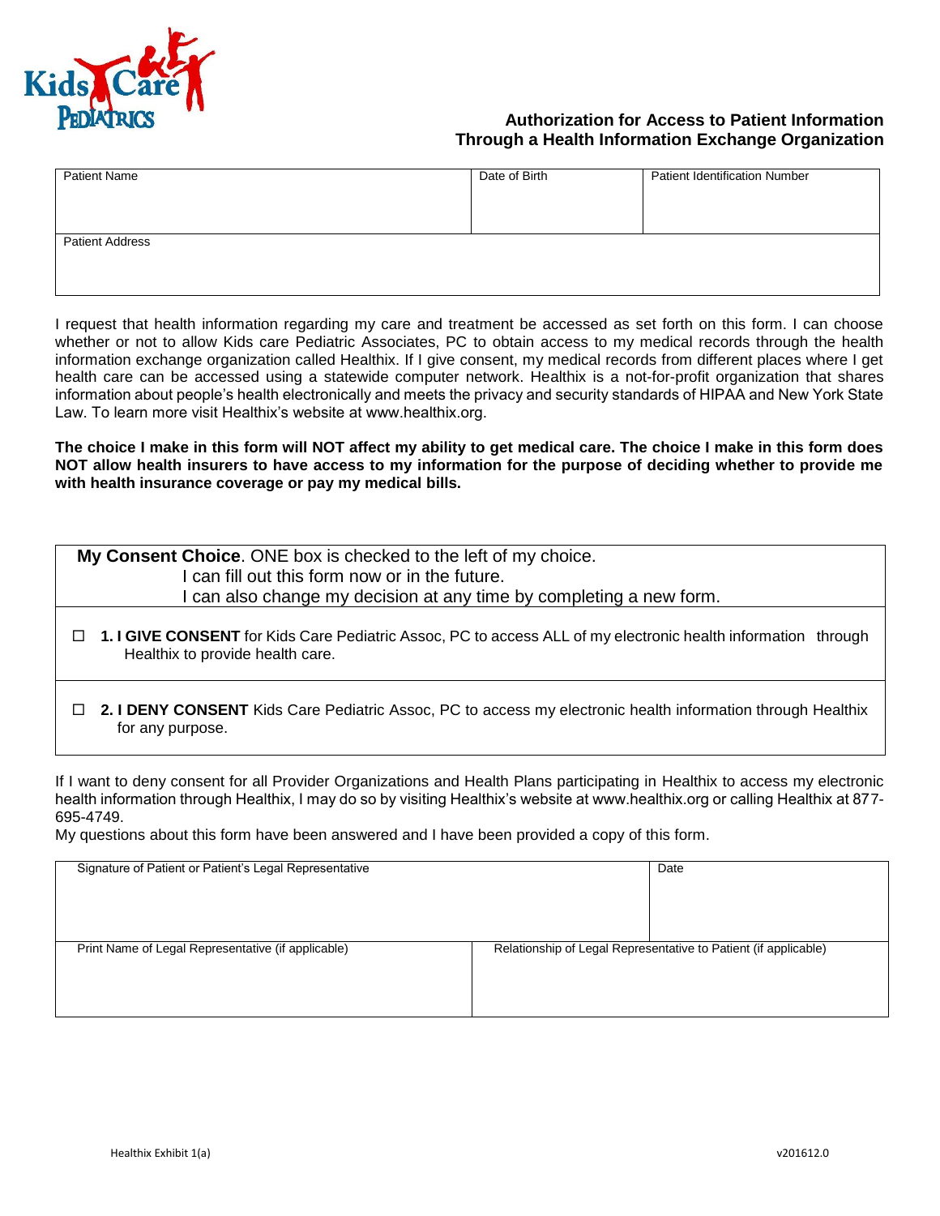Kids Care Pediatrics

## Authorization for Access to Patient Information Through a Health Information Exchange Organization

| Patient Name | Date of Birth | Patient Identification Number |
|---|---|---|
| | | |
| Patient Address | | |
| | | |

I request that health information regarding my care and treatment be accessed as set forth on this form. I can choose whether or not to allow Kids care Pediatric Associates, PC to obtain access to my medical records through the health information exchange organization called Healthix. If I give consent, my medical records from different places where I get health care can be accessed using a statewide computer network. Healthix is a not-for-profit organization that shares information about people's health electronically and meets the privacy and security standards of HIPAA and New York State Law. To learn more visit Healthix's website at www.healthix.org.

**The choice I make in this form will NOT affect my ability to get medical care. The choice I make in this form does NOT allow health insurers to have access to my information for the purpose of deciding whether to provide me with health insurance coverage or pay my medical bills.**

**My Consent Choice**. ONE box is checked to the left of my choice.
I can fill out this form now or in the future.
I can also change my decision at any time by completing a new form.

☐ **1. I GIVE CONSENT** for Kids Care Pediatric Assoc, PC to access ALL of my electronic health information through Healthix to provide health care.

☐ **2. I DENY CONSENT** Kids Care Pediatric Assoc, PC to access my electronic health information through Healthix for any purpose.

If I want to deny consent for all Provider Organizations and Health Plans participating in Healthix to access my electronic health information through Healthix, I may do so by visiting Healthix's website at www.healthix.org or calling Healthix at 877-695-4749.

My questions about this form have been answered and I have been provided a copy of this form.

| Signature of Patient or Patient's Legal Representative | Date |
|---|---|
| | |
| Print Name of Legal Representative (if applicable) | Relationship of Legal Representative to Patient (if applicable) |
| | |

Healthix Exhibit 1(a) v201612.0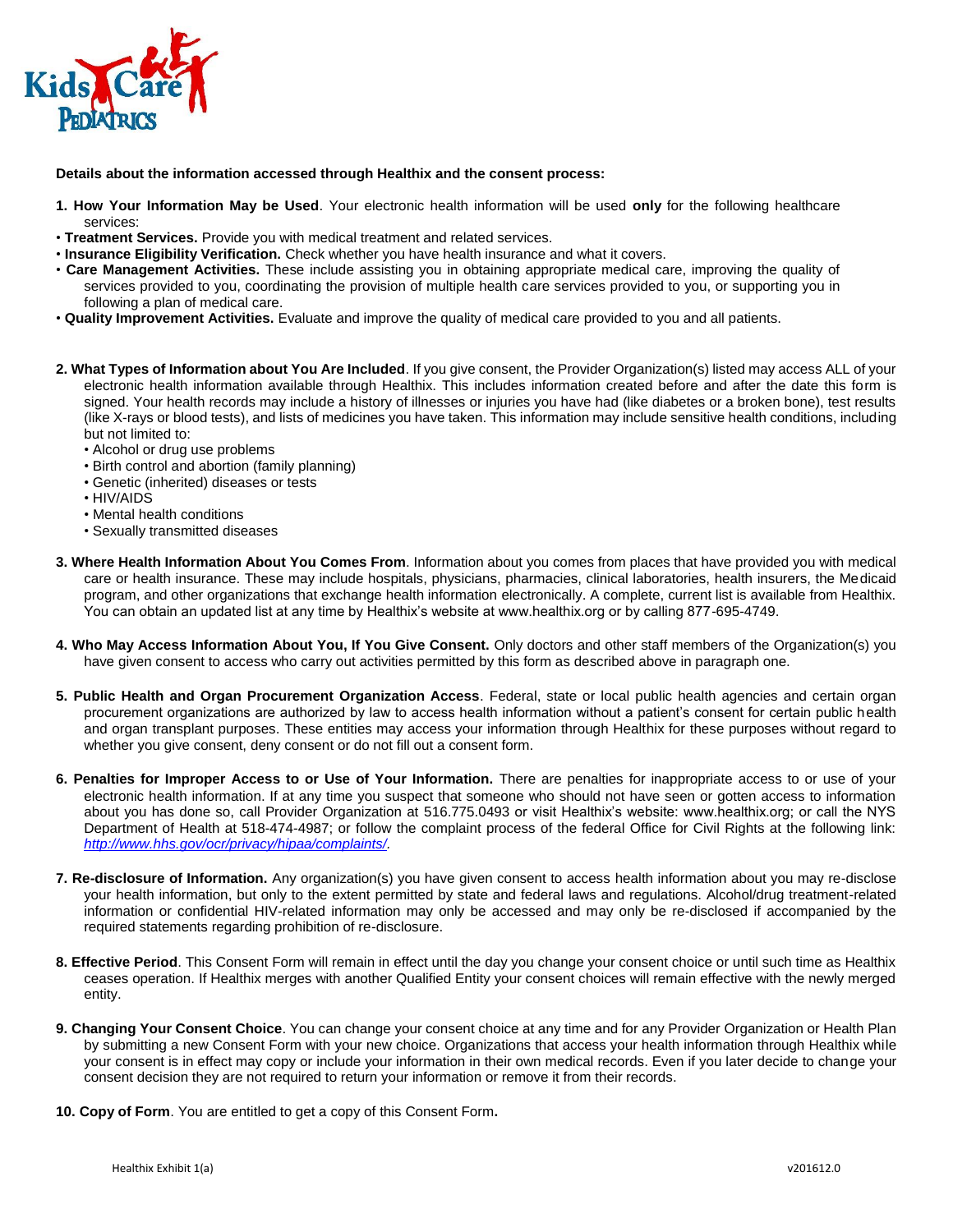**Details about the information accessed through Healthix and the consent process:**

**1. How Your Information May be Used**. Your electronic health information will be used **only** for the following healthcare services:

- **Treatment Services.** Provide you with medical treatment and related services.
- **Insurance Eligibility Verification.** Check whether you have health insurance and what it covers.
- **Care Management Activities.** These include assisting you in obtaining appropriate medical care, improving the quality of services provided to you, coordinating the provision of multiple health care services provided to you, or supporting you in following a plan of medical care.
- **Quality Improvement Activities.** Evaluate and improve the quality of medical care provided to you and all patients.

**2. What Types of Information about You Are Included**. If you give consent, the Provider Organization(s) listed may access ALL of your electronic health information available through Healthix. This includes information created before and after the date this form is signed. Your health records may include a history of illnesses or injuries you have had (like diabetes or a broken bone), test results (like X-rays or blood tests), and lists of medicines you have taken. This information may include sensitive health conditions, including but not limited to:

- Alcohol or drug use problems
- Birth control and abortion (family planning)
- Genetic (inherited) diseases or tests
- HIV/AIDS
- Mental health conditions
- Sexually transmitted diseases

**3. Where Health Information About You Comes From**. Information about you comes from places that have provided you with medical care or health insurance. These may include hospitals, physicians, pharmacies, clinical laboratories, health insurers, the Medicaid program, and other organizations that exchange health information electronically. A complete, current list is available from Healthix. You can obtain an updated list at any time by Healthix's website at www.healthix.org or by calling 877-695-4749.

**4. Who May Access Information About You, If You Give Consent.** Only doctors and other staff members of the Organization(s) you have given consent to access who carry out activities permitted by this form as described above in paragraph one.

**5. Public Health and Organ Procurement Organization Access**. Federal, state or local public health agencies and certain organ procurement organizations are authorized by law to access health information without a patient's consent for certain public health and organ transplant purposes. These entities may access your information through Healthix for these purposes without regard to whether you give consent, deny consent or do not fill out a consent form.

**6. Penalties for Improper Access to or Use of Your Information.** There are penalties for inappropriate access to or use of your electronic health information. If at any time you suspect that someone who should not have seen or gotten access to information about you has done so, call Provider Organization at 516.775.0493 or visit Healthix's website: www.healthix.org; or call the NYS Department of Health at 518-474-4987; or follow the complaint process of the federal Office for Civil Rights at the following link: *http://www.hhs.gov/ocr/privacy/hipaa/complaints/.*

**7. Re-disclosure of Information.** Any organization(s) you have given consent to access health information about you may re-disclose your health information, but only to the extent permitted by state and federal laws and regulations. Alcohol/drug treatment-related information or confidential HIV-related information may only be accessed and may only be re-disclosed if accompanied by the required statements regarding prohibition of re-disclosure.

**8. Effective Period**. This Consent Form will remain in effect until the day you change your consent choice or until such time as Healthix ceases operation. If Healthix merges with another Qualified Entity your consent choices will remain effective with the newly merged entity.

**9. Changing Your Consent Choice**. You can change your consent choice at any time and for any Provider Organization or Health Plan by submitting a new Consent Form with your new choice. Organizations that access your health information through Healthix while your consent is in effect may copy or include your information in their own medical records. Even if you later decide to change your consent decision they are not required to return your information or remove it from their records.

**10. Copy of Form**. You are entitled to get a copy of this Consent Form**.**

Healthix Exhibit 1(a) v201612.0